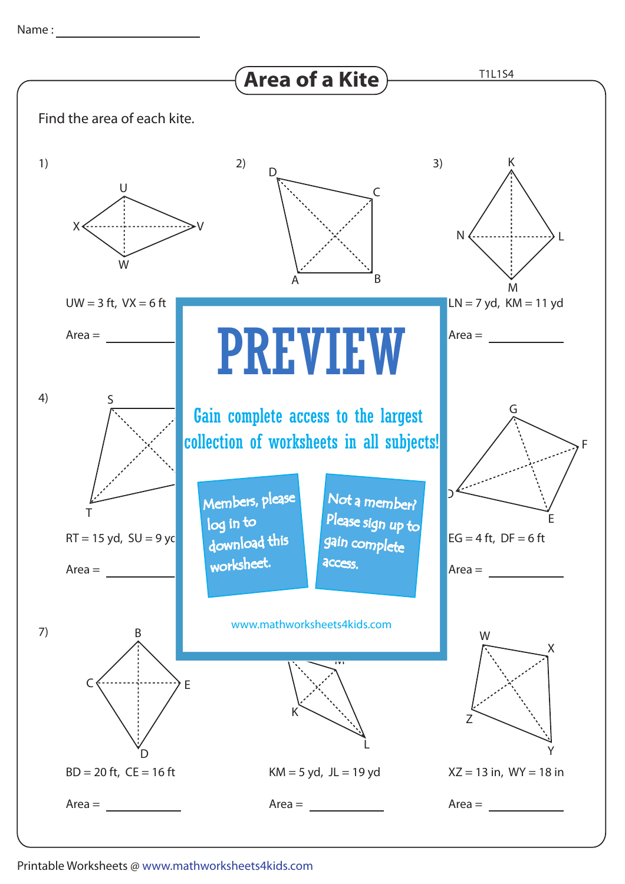Name : ____________________

# Area of a Kite

Find the area of each kite.

1) UW = 3 ft, VX = 6 ft

Area = __________

2)

3) LN = 7 yd, KM = 11 yd

Area = __________

PREVIEW

Gain complete access to the largest collection of worksheets in all subjects!

Members, please log in to download this worksheet.

Not a member? Please sign up to gain complete access.

www.mathworksheets4kids.com

4) RT = 15 yd, SU = 9 yd

Area = __________

6) EG = 4 ft, DF = 6 ft

Area = __________

7) BD = 20 ft, CE = 16 ft

Area = __________

8) KM = 5 yd, JL = 19 yd

Area = __________

9) XZ = 13 in, WY = 18 in

Area = __________

Printable Worksheets @ www.mathworksheets4kids.com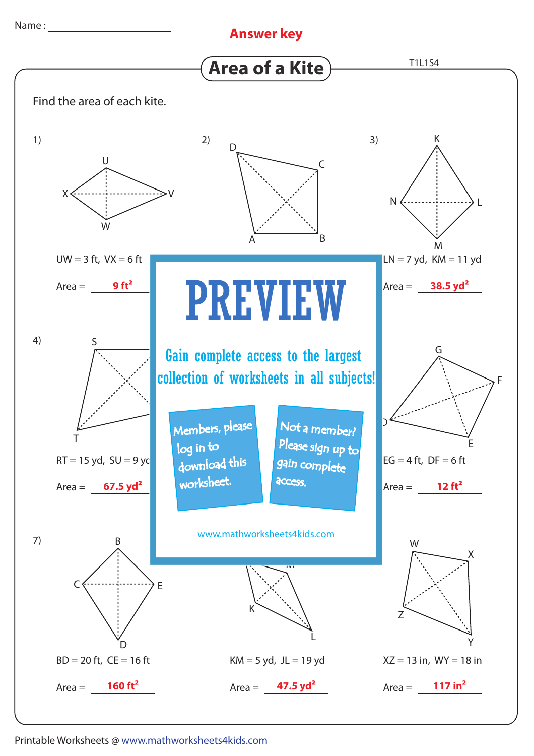Name : ____________________

**Answer key**

# Area of a Kite

T1L1S4

Find the area of each kite.

1)

U, X, V, W

UW = 3 ft, VX = 6 ft

Area = **9 ft²**

2)

D, C, A, B

3)

K, N, L, M

LN = 7 yd, KM = 11 yd

Area = **38.5 yd²**

4)

S, T

RT = 15 yd, SU = 9 yd

Area = **67.5 yd²**

6)

G, F, D, E

EG = 4 ft, DF = 6 ft

Area = **12 ft²**

7)

B, C, E, D

BD = 20 ft, CE = 16 ft

Area = **160 ft²**

8)

M, K, L

KM = 5 yd, JL = 19 yd

Area = **47.5 yd²**

9)

W, X, Z, Y

XZ = 13 in, WY = 18 in

Area = **117 in²**

**PREVIEW**

Gain complete access to the largest collection of worksheets in all subjects!

Members, please log in to download this worksheet.

Not a member? Please sign up to gain complete access.

www.mathworksheets4kids.com

Printable Worksheets @ www.mathworksheets4kids.com